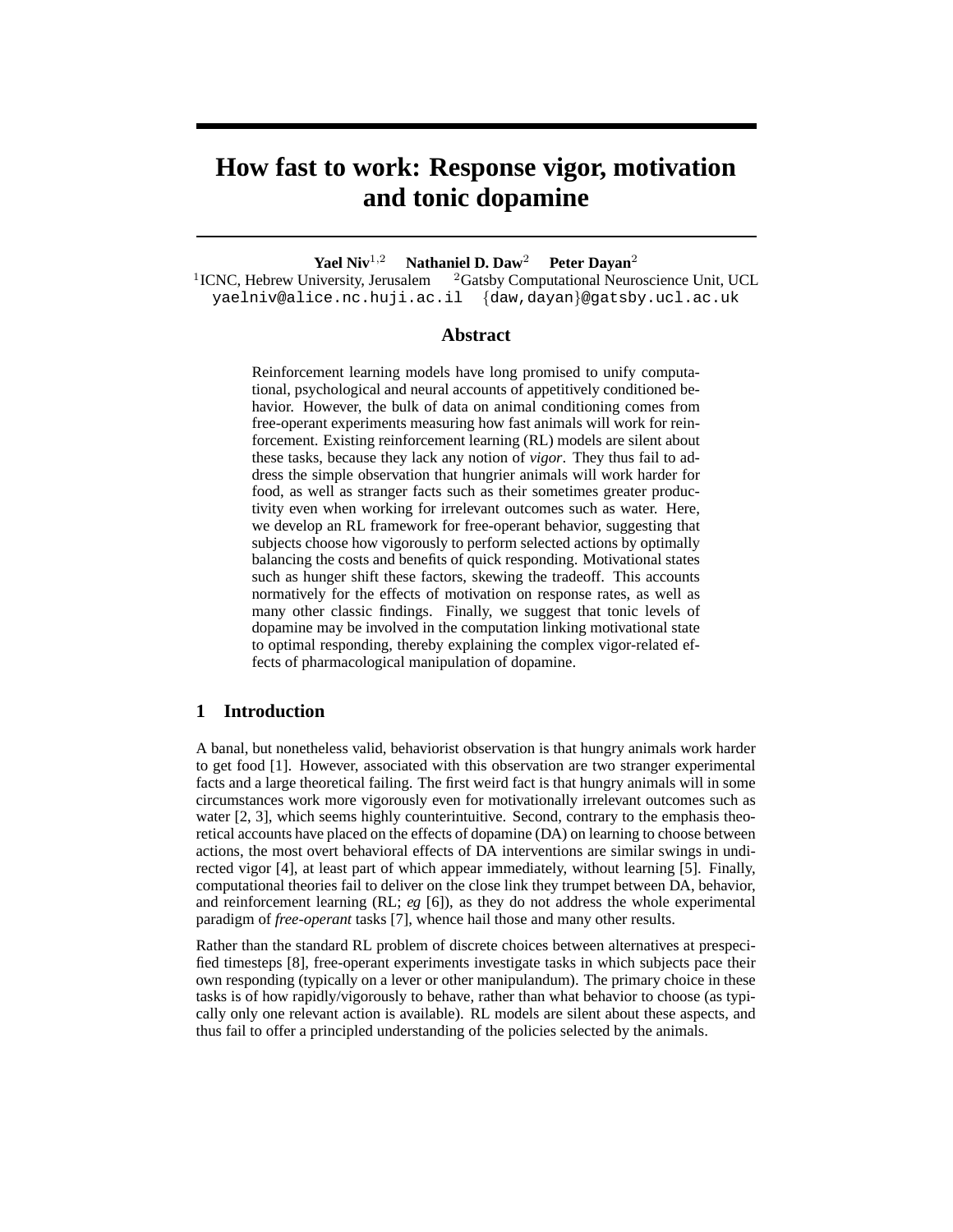# How fast to work: Response vigor, motivation and tonic dopamine

**Yael Niv**[1,2] **Nathaniel D. Daw**[2] **Peter Dayan**[2]

[1]ICNC, Hebrew University, Jerusalem [2]Gatsby Computational Neuroscience Unit, UCL

yaelniv@alice.nc.huji.ac.il {daw,dayan}@gatsby.ucl.ac.uk

## Abstract

Reinforcement learning models have long promised to unify computational, psychological and neural accounts of appetitively conditioned behavior. However, the bulk of data on animal conditioning comes from free-operant experiments measuring how fast animals will work for reinforcement. Existing reinforcement learning (RL) models are silent about these tasks, because they lack any notion of *vigor*. They thus fail to address the simple observation that hungrier animals will work harder for food, as well as stranger facts such as their sometimes greater productivity even when working for irrelevant outcomes such as water. Here, we develop an RL framework for free-operant behavior, suggesting that subjects choose how vigorously to perform selected actions by optimally balancing the costs and benefits of quick responding. Motivational states such as hunger shift these factors, skewing the tradeoff. This accounts normatively for the effects of motivation on response rates, as well as many other classic findings. Finally, we suggest that tonic levels of dopamine may be involved in the computation linking motivational state to optimal responding, thereby explaining the complex vigor-related effects of pharmacological manipulation of dopamine.

## 1 Introduction

A banal, but nonetheless valid, behaviorist observation is that hungry animals work harder to get food [1]. However, associated with this observation are two stranger experimental facts and a large theoretical failing. The first weird fact is that hungry animals will in some circumstances work more vigorously even for motivationally irrelevant outcomes such as water [2, 3], which seems highly counterintuitive. Second, contrary to the emphasis theoretical accounts have placed on the effects of dopamine (DA) on learning to choose between actions, the most overt behavioral effects of DA interventions are similar swings in undirected vigor [4], at least part of which appear immediately, without learning [5]. Finally, computational theories fail to deliver on the close link they trumpet between DA, behavior, and reinforcement learning (RL; *eg* [6]), as they do not address the whole experimental paradigm of *free-operant* tasks [7], whence hail those and many other results.

Rather than the standard RL problem of discrete choices between alternatives at prespecified timesteps [8], free-operant experiments investigate tasks in which subjects pace their own responding (typically on a lever or other manipulandum). The primary choice in these tasks is of how rapidly/vigorously to behave, rather than what behavior to choose (as typically only one relevant action is available). RL models are silent about these aspects, and thus fail to offer a principled understanding of the policies selected by the animals.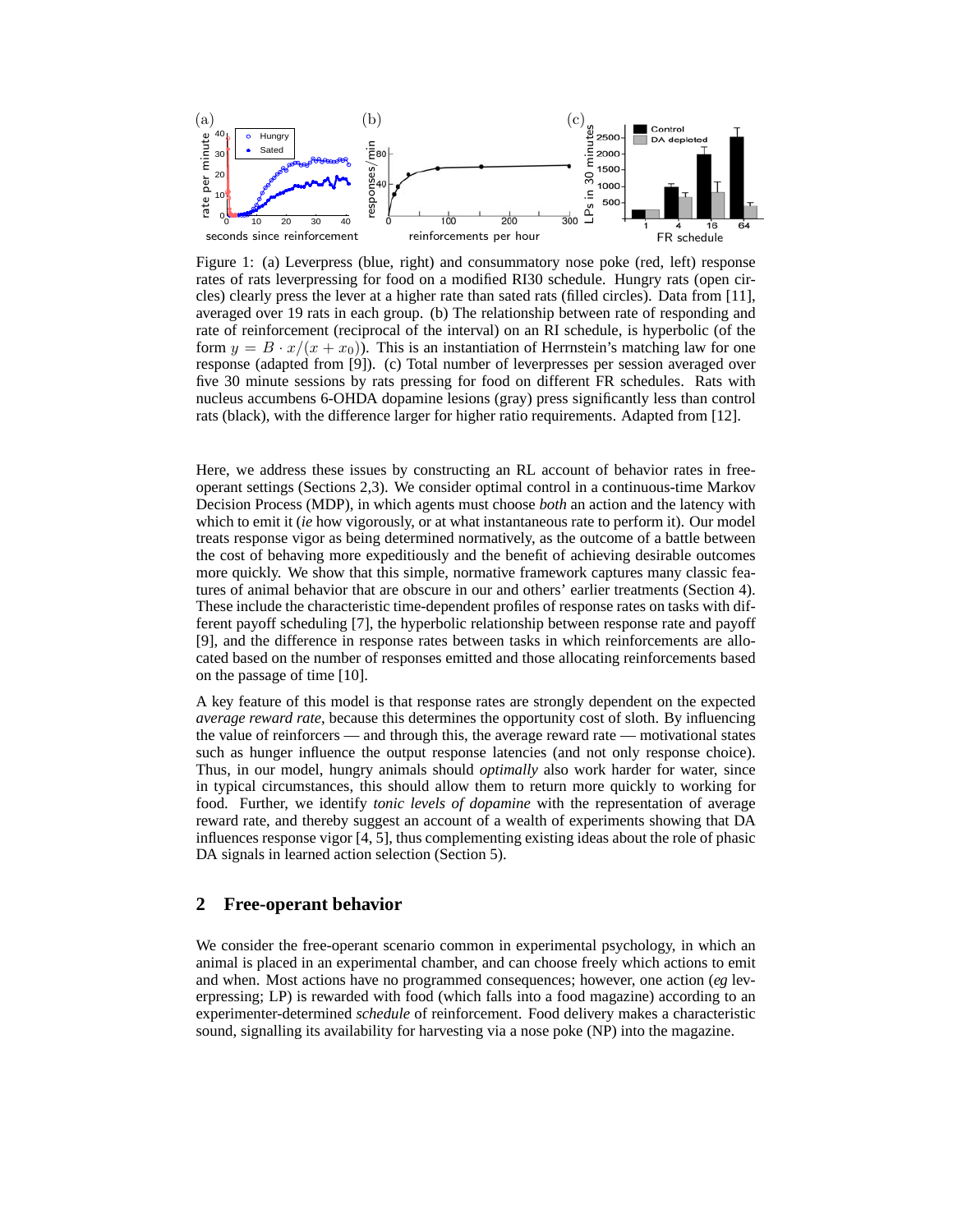Figure 1: (a) Leverpress (blue, right) and consummatory nose poke (red, left) response rates of rats leverpressing for food on a modified RI30 schedule. Hungry rats (open circles) clearly press the lever at a higher rate than sated rats (filled circles). Data from [11], averaged over 19 rats in each group. (b) The relationship between rate of responding and rate of reinforcement (reciprocal of the interval) on an RI schedule, is hyperbolic (of the form $y = B \cdot x/(x + x_0)$). This is an instantiation of Herrnstein's matching law for one response (adapted from [9]). (c) Total number of leverpresses per session averaged over five 30 minute sessions by rats pressing for food on different FR schedules. Rats with nucleus accumbens 6-OHDA dopamine lesions (gray) press significantly less than control rats (black), with the difference larger for higher ratio requirements. Adapted from [12].

Here, we address these issues by constructing an RL account of behavior rates in free-operant settings (Sections 2,3). We consider optimal control in a continuous-time Markov Decision Process (MDP), in which agents must choose *both* an action and the latency with which to emit it (*ie* how vigorously, or at what instantaneous rate to perform it). Our model treats response vigor as being determined normatively, as the outcome of a battle between the cost of behaving more expeditiously and the benefit of achieving desirable outcomes more quickly. We show that this simple, normative framework captures many classic features of animal behavior that are obscure in our and others' earlier treatments (Section 4). These include the characteristic time-dependent profiles of response rates on tasks with different payoff scheduling [7], the hyperbolic relationship between response rate and payoff [9], and the difference in response rates between tasks in which reinforcements are allocated based on the number of responses emitted and those allocating reinforcements based on the passage of time [10].

A key feature of this model is that response rates are strongly dependent on the expected *average reward rate*, because this determines the opportunity cost of sloth. By influencing the value of reinforcers — and through this, the average reward rate — motivational states such as hunger influence the output response latencies (and not only response choice). Thus, in our model, hungry animals should *optimally* also work harder for water, since in typical circumstances, this should allow them to return more quickly to working for food. Further, we identify *tonic levels of dopamine* with the representation of average reward rate, and thereby suggest an account of a wealth of experiments showing that DA influences response vigor [4, 5], thus complementing existing ideas about the role of phasic DA signals in learned action selection (Section 5).

## 2 Free-operant behavior

We consider the free-operant scenario common in experimental psychology, in which an animal is placed in an experimental chamber, and can choose freely which actions to emit and when. Most actions have no programmed consequences; however, one action (*eg* leverpressing; LP) is rewarded with food (which falls into a food magazine) according to an experimenter-determined *schedule* of reinforcement. Food delivery makes a characteristic sound, signalling its availability for harvesting via a nose poke (NP) into the magazine.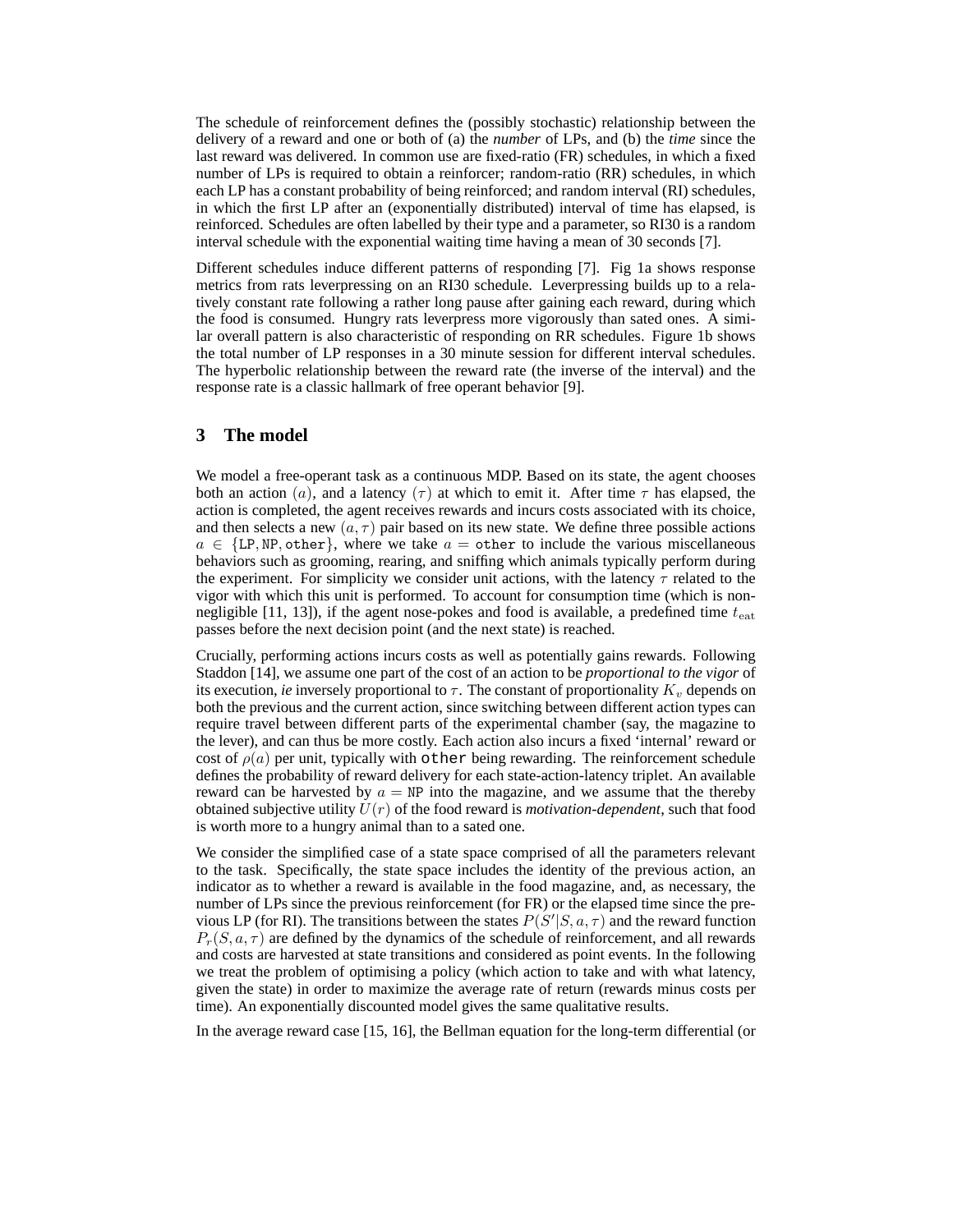The schedule of reinforcement defines the (possibly stochastic) relationship between the delivery of a reward and one or both of (a) the *number* of LPs, and (b) the *time* since the last reward was delivered. In common use are fixed-ratio (FR) schedules, in which a fixed number of LPs is required to obtain a reinforcer; random-ratio (RR) schedules, in which each LP has a constant probability of being reinforced; and random interval (RI) schedules, in which the first LP after an (exponentially distributed) interval of time has elapsed, is reinforced. Schedules are often labelled by their type and a parameter, so RI30 is a random interval schedule with the exponential waiting time having a mean of 30 seconds [7].

Different schedules induce different patterns of responding [7]. Fig 1a shows response metrics from rats leverpressing on an RI30 schedule. Leverpressing builds up to a relatively constant rate following a rather long pause after gaining each reward, during which the food is consumed. Hungry rats leverpress more vigorously than sated ones. A similar overall pattern is also characteristic of responding on RR schedules. Figure 1b shows the total number of LP responses in a 30 minute session for different interval schedules. The hyperbolic relationship between the reward rate (the inverse of the interval) and the response rate is a classic hallmark of free operant behavior [9].

## 3 The model

We model a free-operant task as a continuous MDP. Based on its state, the agent chooses both an action $(a)$, and a latency $(\tau)$ at which to emit it. After time $\tau$ has elapsed, the action is completed, the agent receives rewards and incurs costs associated with its choice, and then selects a new $(a, \tau)$ pair based on its new state. We define three possible actions $a \in \{\texttt{LP}, \texttt{NP}, \texttt{other}\}$, where we take $a = \texttt{other}$ to include the various miscellaneous behaviors such as grooming, rearing, and sniffing which animals typically perform during the experiment. For simplicity we consider unit actions, with the latency $\tau$ related to the vigor with which this unit is performed. To account for consumption time (which is non-negligible [11, 13]), if the agent nose-pokes and food is available, a predefined time $t_{\text{eat}}$ passes before the next decision point (and the next state) is reached.

Crucially, performing actions incurs costs as well as potentially gains rewards. Following Staddon [14], we assume one part of the cost of an action to be *proportional to the vigor* of its execution, *ie* inversely proportional to $\tau$. The constant of proportionality $K_v$ depends on both the previous and the current action, since switching between different action types can require travel between different parts of the experimental chamber (say, the magazine to the lever), and can thus be more costly. Each action also incurs a fixed 'internal' reward or cost of $\rho(a)$ per unit, typically with other being rewarding. The reinforcement schedule defines the probability of reward delivery for each state-action-latency triplet. An available reward can be harvested by $a = \texttt{NP}$ into the magazine, and we assume that the thereby obtained subjective utility $U(r)$ of the food reward is *motivation-dependent*, such that food is worth more to a hungry animal than to a sated one.

We consider the simplified case of a state space comprised of all the parameters relevant to the task. Specifically, the state space includes the identity of the previous action, an indicator as to whether a reward is available in the food magazine, and, as necessary, the number of LPs since the previous reinforcement (for FR) or the elapsed time since the previous LP (for RI). The transitions between the states $P(S'|S, a, \tau)$ and the reward function $P_r(S, a, \tau)$ are defined by the dynamics of the schedule of reinforcement, and all rewards and costs are harvested at state transitions and considered as point events. In the following we treat the problem of optimising a policy (which action to take and with what latency, given the state) in order to maximize the average rate of return (rewards minus costs per time). An exponentially discounted model gives the same qualitative results.

In the average reward case [15, 16], the Bellman equation for the long-term differential (or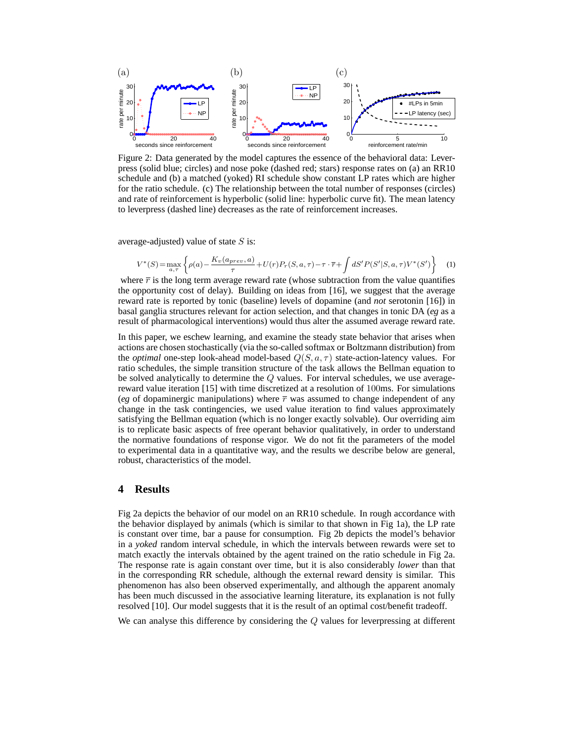Figure 2: Data generated by the model captures the essence of the behavioral data: Lever-press (solid blue; circles) and nose poke (dashed red; stars) response rates on (a) an RR10 schedule and (b) a matched (yoked) RI schedule show constant LP rates which are higher for the ratio schedule. (c) The relationship between the total number of responses (circles) and rate of reinforcement is hyperbolic (solid line: hyperbolic curve fit). The mean latency to leverpress (dashed line) decreases as the rate of reinforcement increases.

average-adjusted) value of state $S$ is:

$$V^*(S) = \max_{a,\tau} \left\{ \rho(a) - \frac{K_v(a_{prev}, a)}{\tau} + U(r)P_r(S, a, \tau) - \tau \cdot \overline{r} + \int dS' P(S'|S, a, \tau) V^*(S') \right\} \quad (1)$$

where $\overline{r}$ is the long term average reward rate (whose subtraction from the value quantifies the opportunity cost of delay). Building on ideas from [16], we suggest that the average reward rate is reported by tonic (baseline) levels of dopamine (and *not* serotonin [16]) in basal ganglia structures relevant for action selection, and that changes in tonic DA (*eg* as a result of pharmacological interventions) would thus alter the assumed average reward rate.

In this paper, we eschew learning, and examine the steady state behavior that arises when actions are chosen stochastically (via the so-called softmax or Boltzmann distribution) from the *optimal* one-step look-ahead model-based $Q(S, a, \tau)$ state-action-latency values. For ratio schedules, the simple transition structure of the task allows the Bellman equation to be solved analytically to determine the $Q$ values. For interval schedules, we use average-reward value iteration [15] with time discretized at a resolution of 100ms. For simulations (*eg* of dopaminergic manipulations) where $\overline{r}$ was assumed to change independent of any change in the task contingencies, we used value iteration to find values approximately satisfying the Bellman equation (which is no longer exactly solvable). Our overriding aim is to replicate basic aspects of free operant behavior qualitatively, in order to understand the normative foundations of response vigor. We do not fit the parameters of the model to experimental data in a quantitative way, and the results we describe below are general, robust, characteristics of the model.

## 4 Results

Fig 2a depicts the behavior of our model on an RR10 schedule. In rough accordance with the behavior displayed by animals (which is similar to that shown in Fig 1a), the LP rate is constant over time, bar a pause for consumption. Fig 2b depicts the model's behavior in a *yoked* random interval schedule, in which the intervals between rewards were set to match exactly the intervals obtained by the agent trained on the ratio schedule in Fig 2a. The response rate is again constant over time, but it is also considerably *lower* than that in the corresponding RR schedule, although the external reward density is similar. This phenomenon has also been observed experimentally, and although the apparent anomaly has been much discussed in the associative learning literature, its explanation is not fully resolved [10]. Our model suggests that it is the result of an optimal cost/benefit tradeoff.

We can analyse this difference by considering the $Q$ values for leverpressing at different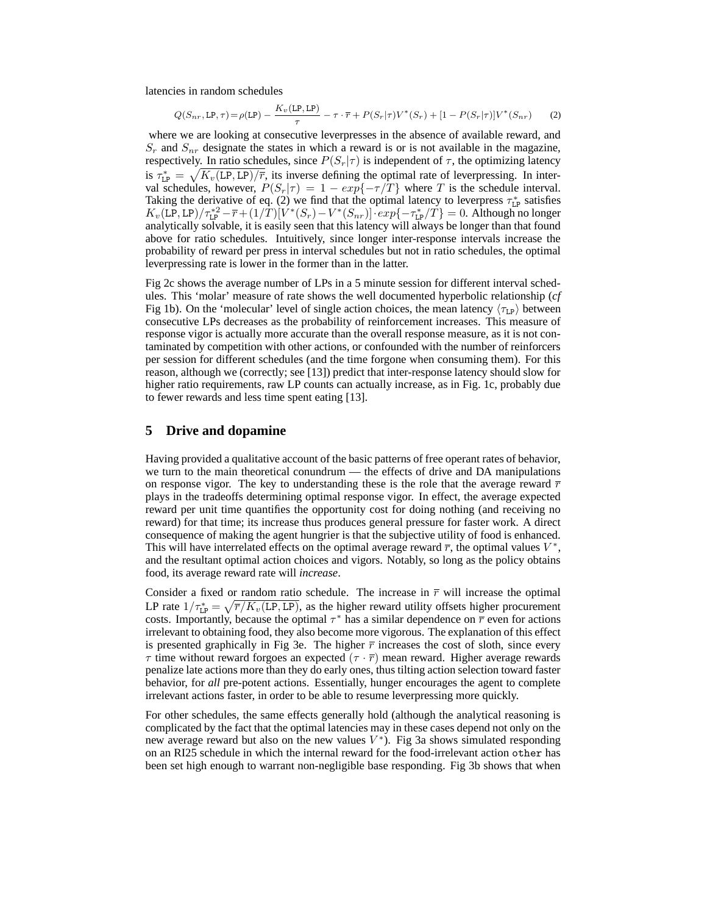latencies in random schedules

$$Q(S_{nr}, \texttt{LP}, \tau) = \rho(\texttt{LP}) - \frac{K_v(\texttt{LP}, \texttt{LP})}{\tau} - \tau \cdot \overline{r} + P(S_r|\tau)V^*(S_r) + [1 - P(S_r|\tau)]V^*(S_{nr}) \qquad (2)$$

where we are looking at consecutive leverpresses in the absence of available reward, and $S_r$ and $S_{nr}$ designate the states in which a reward is or is not available in the magazine, respectively. In ratio schedules, since $P(S_r|\tau)$ is independent of $\tau$, the optimizing latency is $\tau^*_{\texttt{LP}} = \sqrt{K_v(\texttt{LP}, \texttt{LP})/\overline{r}}$, its inverse defining the optimal rate of leverpressing. In interval schedules, however, $P(S_r|\tau) = 1 - exp\{-\tau/T\}$ where $T$ is the schedule interval. Taking the derivative of eq. (2) we find that the optimal latency to leverpress $\tau^*_{\texttt{LP}}$ satisfies $K_v(\texttt{LP}, \texttt{LP})/\tau^{*2}_{\texttt{LP}} - \overline{r} + (1/T)[V^*(S_r) - V^*(S_{nr})] \cdot exp\{-\tau^*_{\texttt{LP}}/T\} = 0$. Although no longer analytically solvable, it is easily seen that this latency will always be longer than that found above for ratio schedules. Intuitively, since longer inter-response intervals increase the probability of reward per press in interval schedules but not in ratio schedules, the optimal leverpressing rate is lower in the former than in the latter.

Fig 2c shows the average number of LPs in a 5 minute session for different interval schedules. This 'molar' measure of rate shows the well documented hyperbolic relationship (*cf* Fig 1b). On the 'molecular' level of single action choices, the mean latency $\langle\tau_{\texttt{LP}}\rangle$ between consecutive LPs decreases as the probability of reinforcement increases. This measure of response vigor is actually more accurate than the overall response measure, as it is not contaminated by competition with other actions, or confounded with the number of reinforcers per session for different schedules (and the time forgone when consuming them). For this reason, although we (correctly; see [13]) predict that inter-response latency should slow for higher ratio requirements, raw LP counts can actually increase, as in Fig. 1c, probably due to fewer rewards and less time spent eating [13].

## 5 Drive and dopamine

Having provided a qualitative account of the basic patterns of free operant rates of behavior, we turn to the main theoretical conundrum — the effects of drive and DA manipulations on response vigor. The key to understanding these is the role that the average reward $\overline{r}$ plays in the tradeoffs determining optimal response vigor. In effect, the average expected reward per unit time quantifies the opportunity cost for doing nothing (and receiving no reward) for that time; its increase thus produces general pressure for faster work. A direct consequence of making the agent hungrier is that the subjective utility of food is enhanced. This will have interrelated effects on the optimal average reward $\overline{r}$, the optimal values $V^*$, and the resultant optimal action choices and vigors. Notably, so long as the policy obtains food, its average reward rate will *increase*.

Consider a fixed or random ratio schedule. The increase in $\overline{r}$ will increase the optimal LP rate $1/\tau^*_{\texttt{LP}} = \sqrt{\overline{r}/K_v(\texttt{LP}, \texttt{LP})}$, as the higher reward utility offsets higher procurement costs. Importantly, because the optimal $\tau^*$ has a similar dependence on $\overline{r}$ even for actions irrelevant to obtaining food, they also become more vigorous. The explanation of this effect is presented graphically in Fig 3e. The higher $\overline{r}$ increases the cost of sloth, since every $\tau$ time without reward forgoes an expected $(\tau \cdot \overline{r})$ mean reward. Higher average rewards penalize late actions more than they do early ones, thus tilting action selection toward faster behavior, for *all* pre-potent actions. Essentially, hunger encourages the agent to complete irrelevant actions faster, in order to be able to resume leverpressing more quickly.

For other schedules, the same effects generally hold (although the analytical reasoning is complicated by the fact that the optimal latencies may in these cases depend not only on the new average reward but also on the new values $V^*$). Fig 3a shows simulated responding on an RI25 schedule in which the internal reward for the food-irrelevant action `other` has been set high enough to warrant non-negligible base responding. Fig 3b shows that when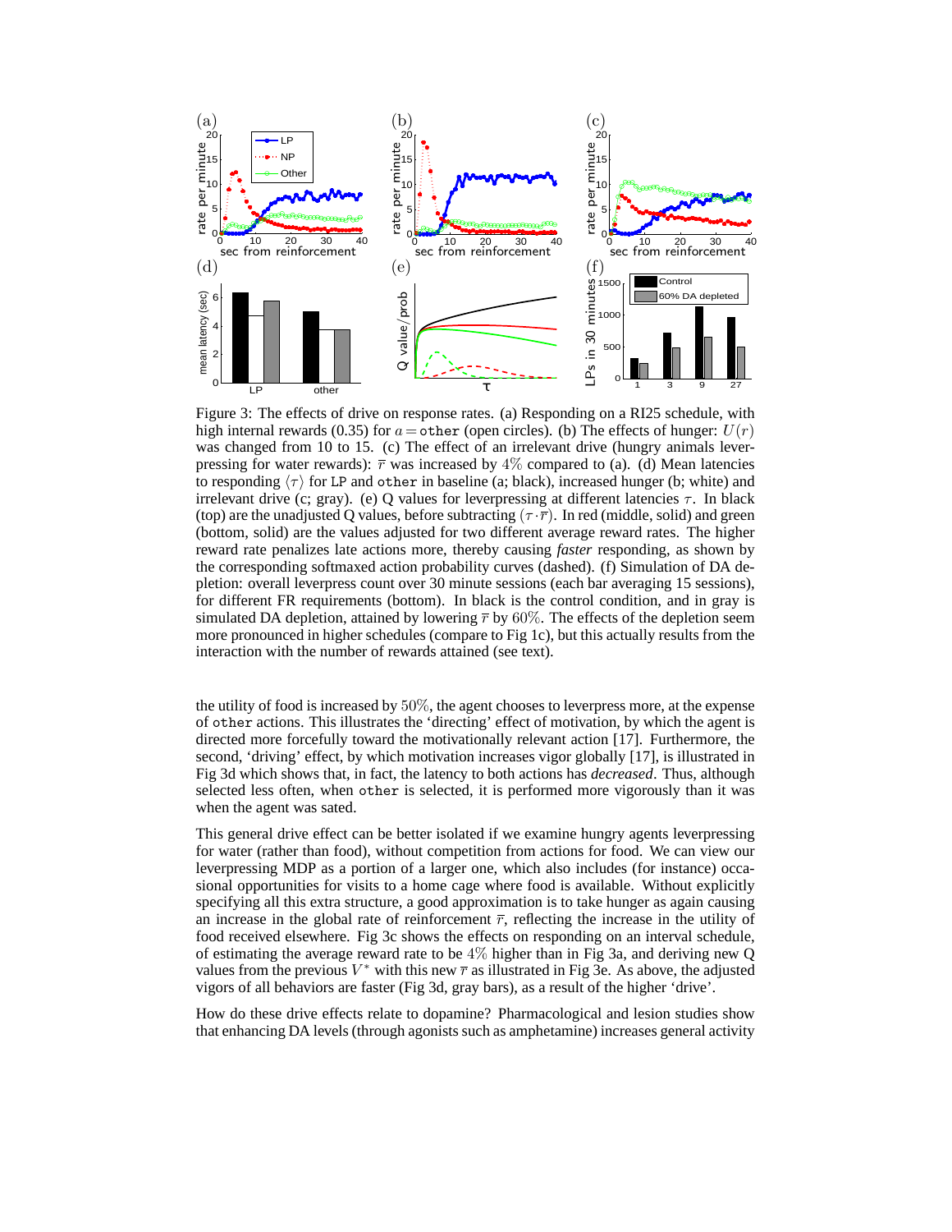Figure 3: The effects of drive on response rates. (a) Responding on a RI25 schedule, with high internal rewards (0.35) for $a = \texttt{other}$ (open circles). (b) The effects of hunger: $U(r)$ was changed from 10 to 15. (c) The effect of an irrelevant drive (hungry animals leverpressing for water rewards): $\overline{r}$ was increased by $4\%$ compared to (a). (d) Mean latencies to responding $\langle\tau\rangle$ for LP and other in baseline (a; black), increased hunger (b; white) and irrelevant drive (c; gray). (e) Q values for leverpressing at different latencies $\tau$. In black (top) are the unadjusted Q values, before subtracting $(\tau \cdot \overline{r})$. In red (middle, solid) and green (bottom, solid) are the values adjusted for two different average reward rates. The higher reward rate penalizes late actions more, thereby causing *faster* responding, as shown by the corresponding softmaxed action probability curves (dashed). (f) Simulation of DA depletion: overall leverpress count over 30 minute sessions (each bar averaging 15 sessions), for different FR requirements (bottom). In black is the control condition, and in gray is simulated DA depletion, attained by lowering $\overline{r}$ by $60\%$. The effects of the depletion seem more pronounced in higher schedules (compare to Fig 1c), but this actually results from the interaction with the number of rewards attained (see text).

the utility of food is increased by $50\%$, the agent chooses to leverpress more, at the expense of other actions. This illustrates the 'directing' effect of motivation, by which the agent is directed more forcefully toward the motivationally relevant action [17]. Furthermore, the second, 'driving' effect, by which motivation increases vigor globally [17], is illustrated in Fig 3d which shows that, in fact, the latency to both actions has *decreased*. Thus, although selected less often, when other is selected, it is performed more vigorously than it was when the agent was sated.

This general drive effect can be better isolated if we examine hungry agents leverpressing for water (rather than food), without competition from actions for food. We can view our leverpressing MDP as a portion of a larger one, which also includes (for instance) occasional opportunities for visits to a home cage where food is available. Without explicitly specifying all this extra structure, a good approximation is to take hunger as again causing an increase in the global rate of reinforcement $\overline{r}$, reflecting the increase in the utility of food received elsewhere. Fig 3c shows the effects on responding on an interval schedule, of estimating the average reward rate to be $4\%$ higher than in Fig 3a, and deriving new Q values from the previous $V^*$ with this new $\overline{r}$ as illustrated in Fig 3e. As above, the adjusted vigors of all behaviors are faster (Fig 3d, gray bars), as a result of the higher 'drive'.

How do these drive effects relate to dopamine? Pharmacological and lesion studies show that enhancing DA levels (through agonists such as amphetamine) increases general activity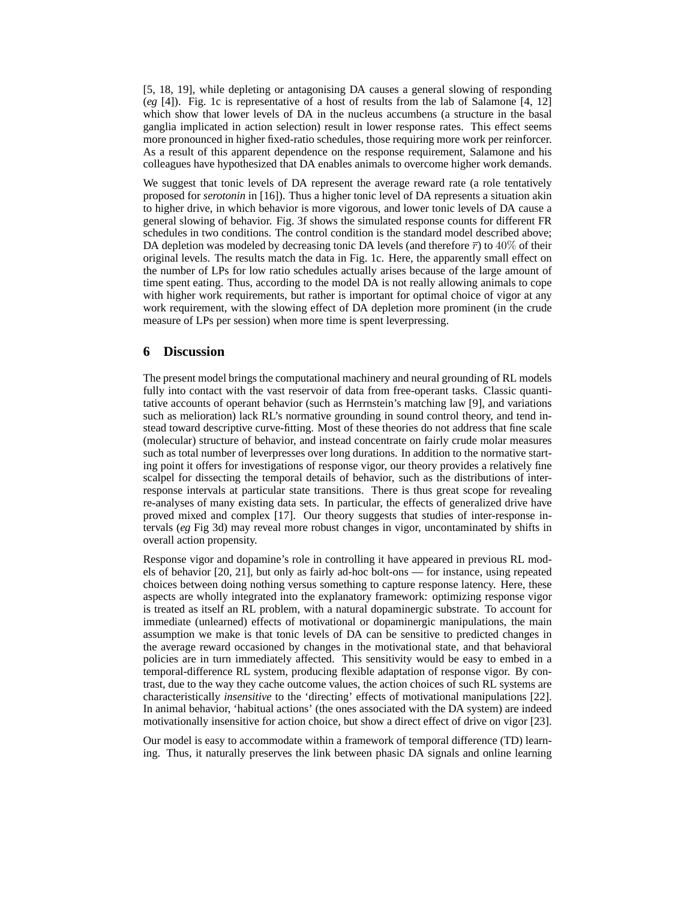[5, 18, 19], while depleting or antagonising DA causes a general slowing of responding (*eg* [4]). Fig. 1c is representative of a host of results from the lab of Salamone [4, 12] which show that lower levels of DA in the nucleus accumbens (a structure in the basal ganglia implicated in action selection) result in lower response rates. This effect seems more pronounced in higher fixed-ratio schedules, those requiring more work per reinforcer. As a result of this apparent dependence on the response requirement, Salamone and his colleagues have hypothesized that DA enables animals to overcome higher work demands.

We suggest that tonic levels of DA represent the average reward rate (a role tentatively proposed for *serotonin* in [16]). Thus a higher tonic level of DA represents a situation akin to higher drive, in which behavior is more vigorous, and lower tonic levels of DA cause a general slowing of behavior. Fig. 3f shows the simulated response counts for different FR schedules in two conditions. The control condition is the standard model described above; DA depletion was modeled by decreasing tonic DA levels (and therefore $\overline{r}$) to $40\%$ of their original levels. The results match the data in Fig. 1c. Here, the apparently small effect on the number of LPs for low ratio schedules actually arises because of the large amount of time spent eating. Thus, according to the model DA is not really allowing animals to cope with higher work requirements, but rather is important for optimal choice of vigor at any work requirement, with the slowing effect of DA depletion more prominent (in the crude measure of LPs per session) when more time is spent leverpressing.

## 6 Discussion

The present model brings the computational machinery and neural grounding of RL models fully into contact with the vast reservoir of data from free-operant tasks. Classic quantitative accounts of operant behavior (such as Herrnstein's matching law [9], and variations such as melioration) lack RL's normative grounding in sound control theory, and tend instead toward descriptive curve-fitting. Most of these theories do not address that fine scale (molecular) structure of behavior, and instead concentrate on fairly crude molar measures such as total number of leverpresses over long durations. In addition to the normative starting point it offers for investigations of response vigor, our theory provides a relatively fine scalpel for dissecting the temporal details of behavior, such as the distributions of inter-response intervals at particular state transitions. There is thus great scope for revealing re-analyses of many existing data sets. In particular, the effects of generalized drive have proved mixed and complex [17]. Our theory suggests that studies of inter-response intervals (*eg* Fig 3d) may reveal more robust changes in vigor, uncontaminated by shifts in overall action propensity.

Response vigor and dopamine's role in controlling it have appeared in previous RL models of behavior [20, 21], but only as fairly ad-hoc bolt-ons — for instance, using repeated choices between doing nothing versus something to capture response latency. Here, these aspects are wholly integrated into the explanatory framework: optimizing response vigor is treated as itself an RL problem, with a natural dopaminergic substrate. To account for immediate (unlearned) effects of motivational or dopaminergic manipulations, the main assumption we make is that tonic levels of DA can be sensitive to predicted changes in the average reward occasioned by changes in the motivational state, and that behavioral policies are in turn immediately affected. This sensitivity would be easy to embed in a temporal-difference RL system, producing flexible adaptation of response vigor. By contrast, due to the way they cache outcome values, the action choices of such RL systems are characteristically *insensitive* to the 'directing' effects of motivational manipulations [22]. In animal behavior, 'habitual actions' (the ones associated with the DA system) are indeed motivationally insensitive for action choice, but show a direct effect of drive on vigor [23].

Our model is easy to accommodate within a framework of temporal difference (TD) learning. Thus, it naturally preserves the link between phasic DA signals and online learning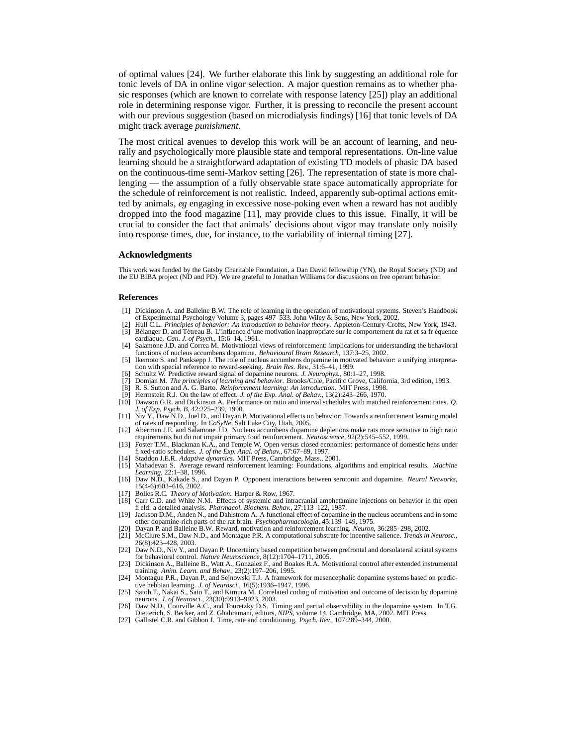of optimal values [24]. We further elaborate this link by suggesting an additional role for tonic levels of DA in online vigor selection. A major question remains as to whether phasic responses (which are known to correlate with response latency [25]) play an additional role in determining response vigor. Further, it is pressing to reconcile the present account with our previous suggestion (based on microdialysis findings) [16] that tonic levels of DA might track average *punishment*.

The most critical avenues to develop this work will be an account of learning, and neurally and psychologically more plausible state and temporal representations. On-line value learning should be a straightforward adaptation of existing TD models of phasic DA based on the continuous-time semi-Markov setting [26]. The representation of state is more challenging — the assumption of a fully observable state space automatically appropriate for the schedule of reinforcement is not realistic. Indeed, apparently sub-optimal actions emitted by animals, *eg* engaging in excessive nose-poking even when a reward has not audibly dropped into the food magazine [11], may provide clues to this issue. Finally, it will be crucial to consider the fact that animals' decisions about vigor may translate only noisily into response times, due, for instance, to the variability of internal timing [27].

### Acknowledgments

This work was funded by the Gatsby Charitable Foundation, a Dan David fellowship (YN), the Royal Society (ND) and the EU BIBA project (ND and PD). We are grateful to Jonathan Williams for discussions on free operant behavior.

### References

[1] Dickinson A. and Balleine B.W. The role of learning in the operation of motivational systems. Steven's Handbook of Experimental Psychology Volume 3, pages 497–533. John Wiley & Sons, New York, 2002.

[2] Hull C.L. *Principles of behavior: An introduction to behavior theory*. Appleton-Century-Crofts, New York, 1943.

[3] Bélanger D. and Tétreau B. L'influence d'une motivation inappropriate sur le comportement du rat et sa fréquence cardiaque. *Can. J. of Psych.*, 15:6–14, 1961.

[4] Salamone J.D. and Correa M. Motivational views of reinforcement: implications for understanding the behavioral functions of nucleus accumbens dopamine. *Behavioural Brain Research*, 137:3–25, 2002.

[5] Ikemoto S. and Panksepp J. The role of nucleus accumbens dopamine in motivated behavior: a unifying interpretation with special reference to reward-seeking. *Brain Res. Rev.*, 31:6–41, 1999.

[6] Schultz W. Predictive reward signal of dopamine neurons. *J. Neurophys.*, 80:1–27, 1998.

[7] Domjan M. *The principles of learning and behavior*. Brooks/Cole, Pacific Grove, California, 3rd edition, 1993.

[8] R. S. Sutton and A. G. Barto. *Reinforcement learning: An introduction*. MIT Press, 1998.

[9] Herrnstein R.J. On the law of effect. *J. of the Exp. Anal. of Behav.*, 13(2):243–266, 1970.

[10] Dawson G.R. and Dickinson A. Performance on ratio and interval schedules with matched reinforcement rates. *Q. J. of Exp. Psych. B*, 42:225–239, 1990.

[11] Niv Y., Daw N.D., Joel D., and Dayan P. Motivational effects on behavior: Towards a reinforcement learning model of rates of responding. In *CoSyNe*, Salt Lake City, Utah, 2005.

[12] Aberman J.E. and Salamone J.D. Nucleus accumbens dopamine depletions make rats more sensitive to high ratio requirements but do not impair primary food reinforcement. *Neuroscience*, 92(2):545–552, 1999.

[13] Foster T.M., Blackman K.A., and Temple W. Open versus closed economies: performance of domestic hens under fixed-ratio schedules. *J. of the Exp. Anal. of Behav.*, 67:67–89, 1997.

[14] Staddon J.E.R. *Adaptive dynamics*. MIT Press, Cambridge, Mass., 2001.

[15] Mahadevan S. Average reward reinforcement learning: Foundations, algorithms and empirical results. *Machine Learning*, 22:1–38, 1996.

[16] Daw N.D., Kakade S., and Dayan P. Opponent interactions between serotonin and dopamine. *Neural Networks*, 15(4-6):603–616, 2002.

[17] Bolles R.C. *Theory of Motivation*. Harper & Row, 1967.

[18] Carr G.D. and White N.M. Effects of systemic and intracranial amphetamine injections on behavior in the open field: a detailed analysis. *Pharmacol. Biochem. Behav.*, 27:113–122, 1987.

[19] Jackson D.M., Anden N., and Dahlstrom A. A functional effect of dopamine in the nucleus accumbens and in some other dopamine-rich parts of the rat brain. *Psychopharmacologia*, 45:139–149, 1975.

[20] Dayan P. and Balleine B.W. Reward, motivation and reinforcement learning. *Neuron*, 36:285–298, 2002.

[21] McClure S.M., Daw N.D., and Montague P.R. A computational substrate for incentive salience. *Trends in Neurosc.*, 26(8):423–428, 2003.

[22] Daw N.D., Niv Y., and Dayan P. Uncertainty based competition between prefrontal and dorsolateral striatal systems for behavioral control. *Nature Neuroscience*, 8(12):1704–1711, 2005.

[23] Dickinson A., Balleine B., Watt A., Gonzalez F., and Boakes R.A. Motivational control after extended instrumental training. *Anim. Learn. and Behav.*, 23(2):197–206, 1995.

[24] Montague P.R., Dayan P., and Sejnowski T.J. A framework for mesencephalic dopamine systems based on predictive hebbian learning. *J. of Neurosci.*, 16(5):1936–1947, 1996.

[25] Satoh T., Nakai S., Sato T., and Kimura M. Correlated coding of motivation and outcome of decision by dopamine neurons. *J. of Neurosci.*, 23(30):9913–9923, 2003.

[26] Daw N.D., Courville A.C., and Touretzky D.S. Timing and partial observability in the dopamine system. In T.G. Dietterich, S. Becker, and Z. Ghahramani, editors, *NIPS*, volume 14, Cambridge, MA, 2002. MIT Press.

[27] Gallistel C.R. and Gibbon J. Time, rate and conditioning. *Psych. Rev.*, 107:289–344, 2000.